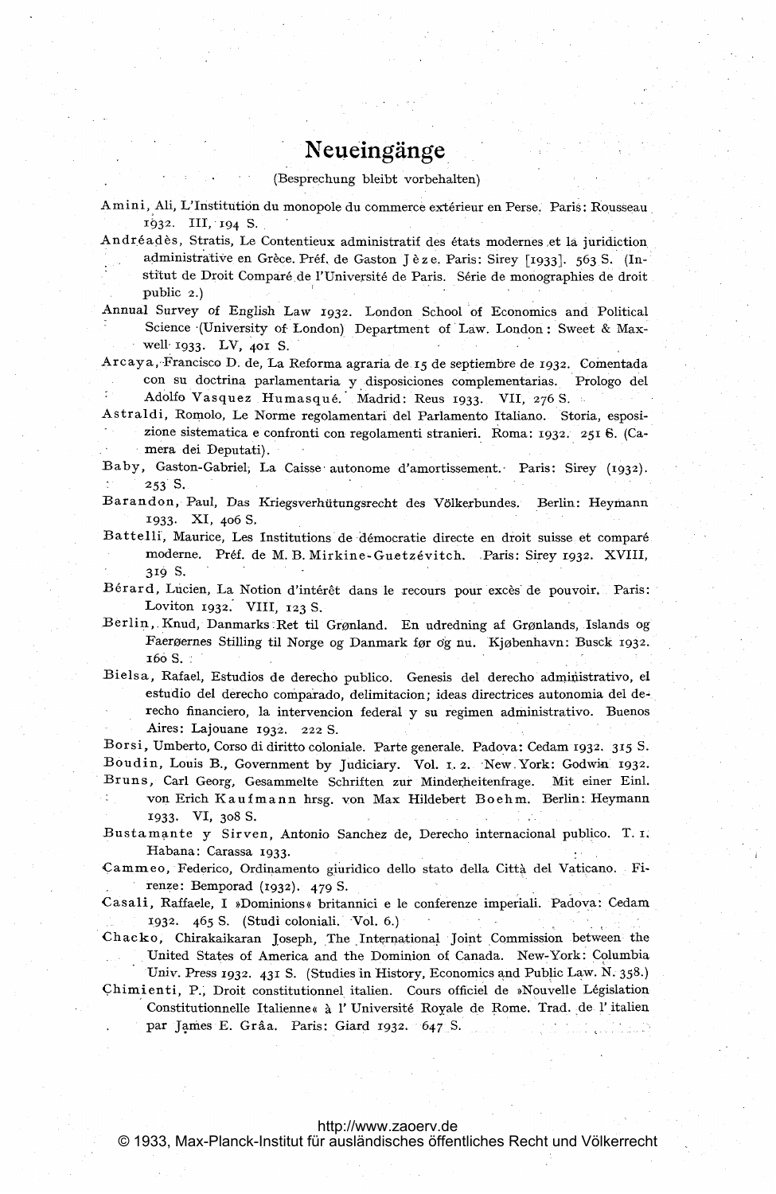# Neueingänge

(Besprechung bleibt vorbehalten)

Amini, Ali, L'Institution du monopole du commerce extérieur en Perse. Paris: Rousseau 1932. III, 194 S.

Andréadès, Stratis, Le Contentieux administratif des états modernes et la juridiction administrative en Grèce. Préf. de Gaston Jèze. Paris: Sirey [1933]. 563 S. (Institut de Droit Comparé de l'Université de Paris. Série de monographies de droit public 2.)

Annual Survey of English Law 1932. London School of Economics and Political Science (University of London) Department of Law. London: Sweet & Maxwell 1933. LV, 401 S.

Arcaya, Francisco D. de, La Reforma agraria de 15 de septiembre de 1932. Comentada con su doctrina parlamentaria y disposiciones complementarias. Prologo del Adolfo Vasquez Humasqué. Madrid: Reus 1933. VII, 276 S.

Astraldi, Romolo, Le Norme regolamentari del Parlamento Italiano. Storia, esposizione sistematica e confronti con regolamenti stranieri. Roma: 1932. 251 S. (Camera dei Deputati).

Baby, Gaston-Gabriel, La Caisse autonome d'amortissement. Paris: Sirey (1932). 253 S.

Barandon, Paul, Das Kriegsverhütungsrecht des Völkerbundes. Berlin: Heymann 1933. XI, 406 S.

Battelli, Maurice, Les Institutions de démocratie directe en droit suisse et comparé moderne. Préf. de M. B. Mirkine-Guetzévitch. Paris: Sirey 1932. XVIII, 319 S.

Bérard, Lucien, La Notion d'intérêt dans le recours pour excès de pouvoir. Paris: Loviton 1932. VIII, 123 S.

Berlin, Knud, Danmarks Ret til Grønland. En udredning af Grønlands, Islands og Faerøernes Stilling til Norge og Danmark før og nu. Kjøbenhavn: Busck 1932. 160 S.

Bielsa, Rafael, Estudios de derecho publico. Genesis del derecho administrativo, el estudio del derecho comparado, delimitacion; ideas directrices autonomia del derecho financiero, la intervencion federal y su regimen administrativo. Buenos Aires: Lajouane 1932. 222 S.

Borsi, Umberto, Corso di diritto coloniale. Parte generale. Padova: Cedam 1932. 315 S.

Boudin, Louis B., Government by Judiciary. Vol. 1. 2. New York: Godwin 1932.

Bruns, Carl Georg, Gesammelte Schriften zur Minderheitenfrage. Mit einer Einl. von Erich Kaufmann hrsg. von Max Hildebert Boehm. Berlin: Heymann 1933. VI, 308 S.

Bustamante y Sirven, Antonio Sanchez de, Derecho internacional publico. T. 1. Habana: Carassa 1933.

Cammeo, Federico, Ordinamento giuridico dello stato della Città del Vaticano. Firenze: Bemporad (1932). 479 S.

Casali, Raffaele, I »Dominions« britannici e le conferenze imperiali. Padova: Cedam 1932. 465 S. (Studi coloniali. Vol. 6.)

Chacko, Chirakaikaran Joseph, The International Joint Commission between the United States of America and the Dominion of Canada. New-York: Columbia Univ. Press 1932. 431 S. (Studies in History, Economics and Public Law. N. 358.)

Chimienti, P., Droit constitutionnel italien. Cours officiel de »Nouvelle Législation Constitutionnelle Italienne« à l'Université Royale de Rome. Trad. de l'italien par James E. Grâa. Paris: Giard 1932. 647 S.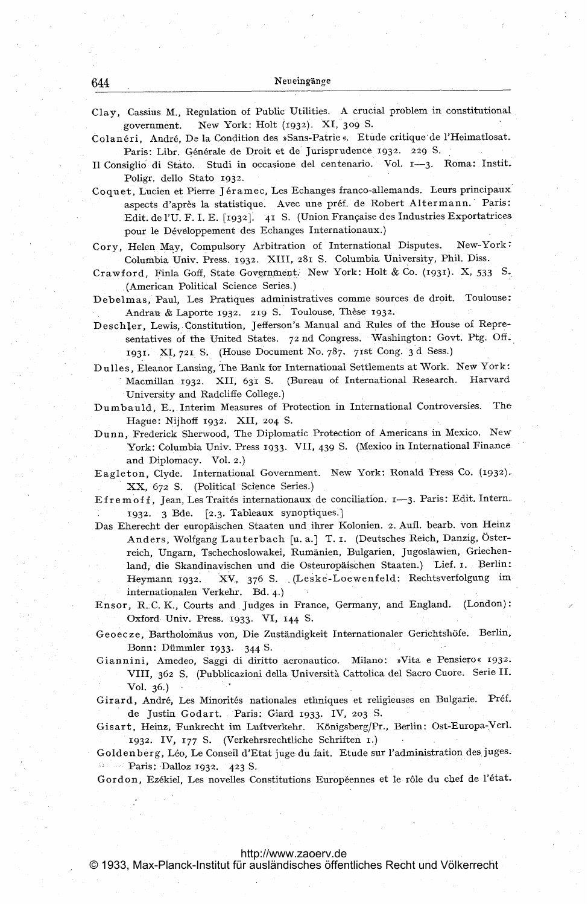Clay, Cassius M., Regulation of Public Utilities. A crucial problem in constitutional government. New York: Holt (1932). XI, 309 S.

Colanéri, André, De la Condition des »Sans-Patrie«. Etude critique de l'Heimatlosat. Paris: Libr. Générale de Droit et de Jurisprudence 1932. 229 S.

Il Consiglio di Stato. Studi in occasione del centenario. Vol. 1—3. Roma: Instit. Poligr. dello Stato 1932.

Coquet, Lucien et Pierre Jéramec, Les Echanges franco-allemands. Leurs principaux aspects d'après la statistique. Avec une préf. de Robert Altermann. Paris: Edit. de l'U. F. I. E. [1932]. 41 S. (Union Française des Industries Exportatrices pour le Développement des Echanges Internationaux.)

Cory, Helen May, Compulsory Arbitration of International Disputes. New-York: Columbia Univ. Press. 1932. XIII, 281 S. Columbia University, Phil. Diss.

Crawford, Finla Goff, State Government. New York: Holt & Co. (1931). X, 533 S. (American Political Science Series.)

Debelmas, Paul, Les Pratiques administratives comme sources de droit. Toulouse: Andrau & Laporte 1932. 219 S. Toulouse, Thèse 1932.

Deschler, Lewis, Constitution, Jefferson's Manual and Rules of the House of Representatives of the United States. 72 nd Congress. Washington: Govt. Ptg. Off. 1931. XI, 721 S. (House Document No. 787. 71st Cong. 3 d Sess.)

Dulles, Eleanor Lansing, The Bank for International Settlements at Work. New York: Macmillan 1932. XII, 631 S. (Bureau of International Research. Harvard University and Radcliffe College.)

Dumbauld, E., Interim Measures of Protection in International Controversies. The Hague: Nijhoff 1932. XII, 204 S.

Dunn, Frederick Sherwood, The Diplomatic Protection of Americans in Mexico. New York: Columbia Univ. Press 1933. VII, 439 S. (Mexico in International Finance and Diplomacy. Vol. 2.)

Eagleton, Clyde. International Government. New York: Ronald Press Co. (1932). XX, 672 S. (Political Science Series.)

Efremoff, Jean, Les Traités internationaux de conciliation. 1—3. Paris: Edit. Intern. 1932. 3 Bde. [2.3. Tableaux synoptiques.]

Das Eherecht der europäischen Staaten und ihrer Kolonien. 2. Aufl. bearb. von Heinz Anders, Wolfgang Lauterbach [u. a.] T. 1. (Deutsches Reich, Danzig, Österreich, Ungarn, Tschechoslowakei, Rumänien, Bulgarien, Jugoslawien, Griechenland, die Skandinavischen und die Osteuropäischen Staaten.) Lief. 1. Berlin: Heymann 1932. XV, 376 S. (Leske-Loewenfeld: Rechtsverfolgung im internationalen Verkehr. Bd. 4.)

Ensor, R. C. K., Courts and Judges in France, Germany, and England. (London): Oxford Univ. Press. 1933. VI, 144 S.

Geoecze, Bartholomäus von, Die Zuständigkeit Internationaler Gerichtshöfe. Berlin, Bonn: Dümmler 1933. 344 S.

Giannini, Amedeo, Saggi di diritto aeronautico. Milano: »Vita e Pensiero« 1932. VIII, 362 S. (Pubblicazioni della Università Cattolica del Sacro Cuore. Serie II. Vol. 36.)

Girard, André, Les Minorités nationales ethniques et religieuses en Bulgarie. Préf. de Justin Godart. Paris: Giard 1933. IV, 203 S.

Gisart, Heinz, Funkrecht im Luftverkehr. Königsberg/Pr., Berlin: Ost-Europa-Verl. 1932. IV, 177 S. (Verkehrsrechtliche Schriften 1.)

Goldenberg, Léo, Le Conseil d'Etat juge du fait. Etude sur l'administration des juges. Paris: Dalloz 1932. 423 S.

Gordon, Ezékiel, Les novelles Constitutions Européennes et le rôle du chef de l'état.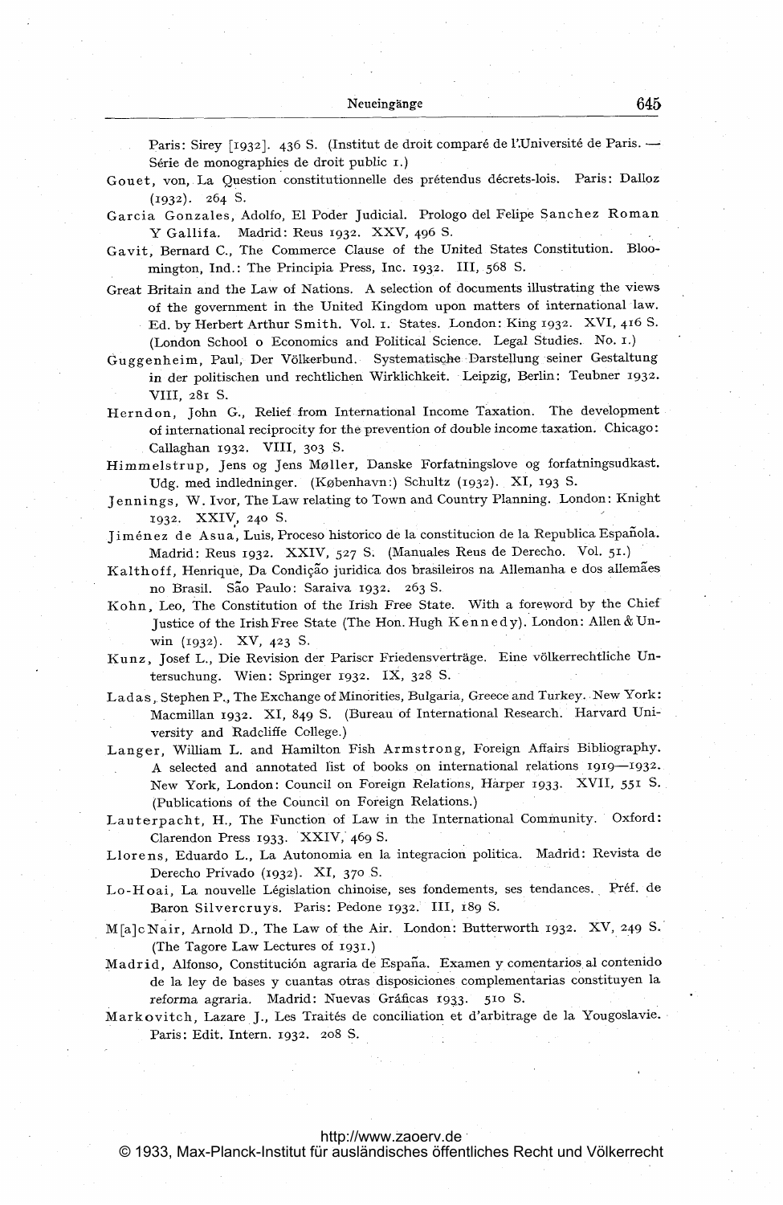Paris: Sirey [1932]. 436 S. (Institut de droit comparé de l'Université de Paris. — Série de monographies de droit public 1.)

Gouet, von, La Question constitutionnelle des prétendus décrets-lois. Paris: Dalloz (1932). 264 S.

Garcia Gonzales, Adolfo, El Poder Judicial. Prologo del Felipe Sanchez Roman Y Gallifa. Madrid: Reus 1932. XXV, 496 S.

Gavit, Bernard C., The Commerce Clause of the United States Constitution. Bloomington, Ind.: The Principia Press, Inc. 1932. III, 568 S.

Great Britain and the Law of Nations. A selection of documents illustrating the views of the government in the United Kingdom upon matters of international law. Ed. by Herbert Arthur Smith. Vol. 1. States. London: King 1932. XVI, 416 S. (London School o Economics and Political Science. Legal Studies. No. 1.)

Guggenheim, Paul, Der Völkerbund. Systematische Darstellung seiner Gestaltung in der politischen und rechtlichen Wirklichkeit. Leipzig, Berlin: Teubner 1932. VIII, 281 S.

Herndon, John G., Relief from International Income Taxation. The development of international reciprocity for the prevention of double income taxation. Chicago: Callaghan 1932. VIII, 303 S.

Himmelstrup, Jens og Jens Møller, Danske Forfatningslove og forfatningsudkast. Udg. med indledninger. (København:) Schultz (1932). XI, 193 S.

Jennings, W. Ivor, The Law relating to Town and Country Planning. London: Knight 1932. XXIV, 240 S.

Jiménez de Asua, Luis, Proceso historico de la constitucion de la Republica Española. Madrid: Reus 1932. XXIV, 527 S. (Manuales Reus de Derecho. Vol. 51.)

Kalthoff, Henrique, Da Condição juridica dos brasileiros na Allemanha e dos allemães no Brasil. São Paulo: Saraiva 1932. 263 S.

Kohn, Leo, The Constitution of the Irish Free State. With a foreword by the Chief Justice of the Irish Free State (The Hon. Hugh Kennedy). London: Allen & Unwin (1932). XV, 423 S.

Kunz, Josef L., Die Revision der Pariser Friedensverträge. Eine völkerrechtliche Untersuchung. Wien: Springer 1932. IX, 328 S.

Ladas, Stephen P., The Exchange of Minorities, Bulgaria, Greece and Turkey. New York: Macmillan 1932. XI, 849 S. (Bureau of International Research. Harvard University and Radcliffe College.)

Langer, William L. and Hamilton Fish Armstrong, Foreign Affairs Bibliography. A selected and annotated list of books on international relations 1919—1932. New York, London: Council on Foreign Relations, Harper 1933. XVII, 551 S. (Publications of the Council on Foreign Relations.)

Lauterpacht, H., The Function of Law in the International Community. Oxford: Clarendon Press 1933. XXIV, 469 S.

Llorens, Eduardo L., La Autonomia en la integracion politica. Madrid: Revista de Derecho Privado (1932). XI, 370 S.

Lo-Hoai, La nouvelle Législation chinoise, ses fondements, ses tendances. Préf. de Baron Silvercruys. Paris: Pedone 1932. III, 189 S.

M[a]cNair, Arnold D., The Law of the Air. London: Butterworth 1932. XV, 249 S. (The Tagore Law Lectures of 1931.)

Madrid, Alfonso, Constitución agraria de España. Examen y comentarios al contenido de la ley de bases y cuantas otras disposiciones complementarias constituyen la reforma agraria. Madrid: Nuevas Gráficas 1933. 510 S.

Markovitch, Lazare J., Les Traités de conciliation et d'arbitrage de la Yougoslavie. Paris: Edit. Intern. 1932. 208 S.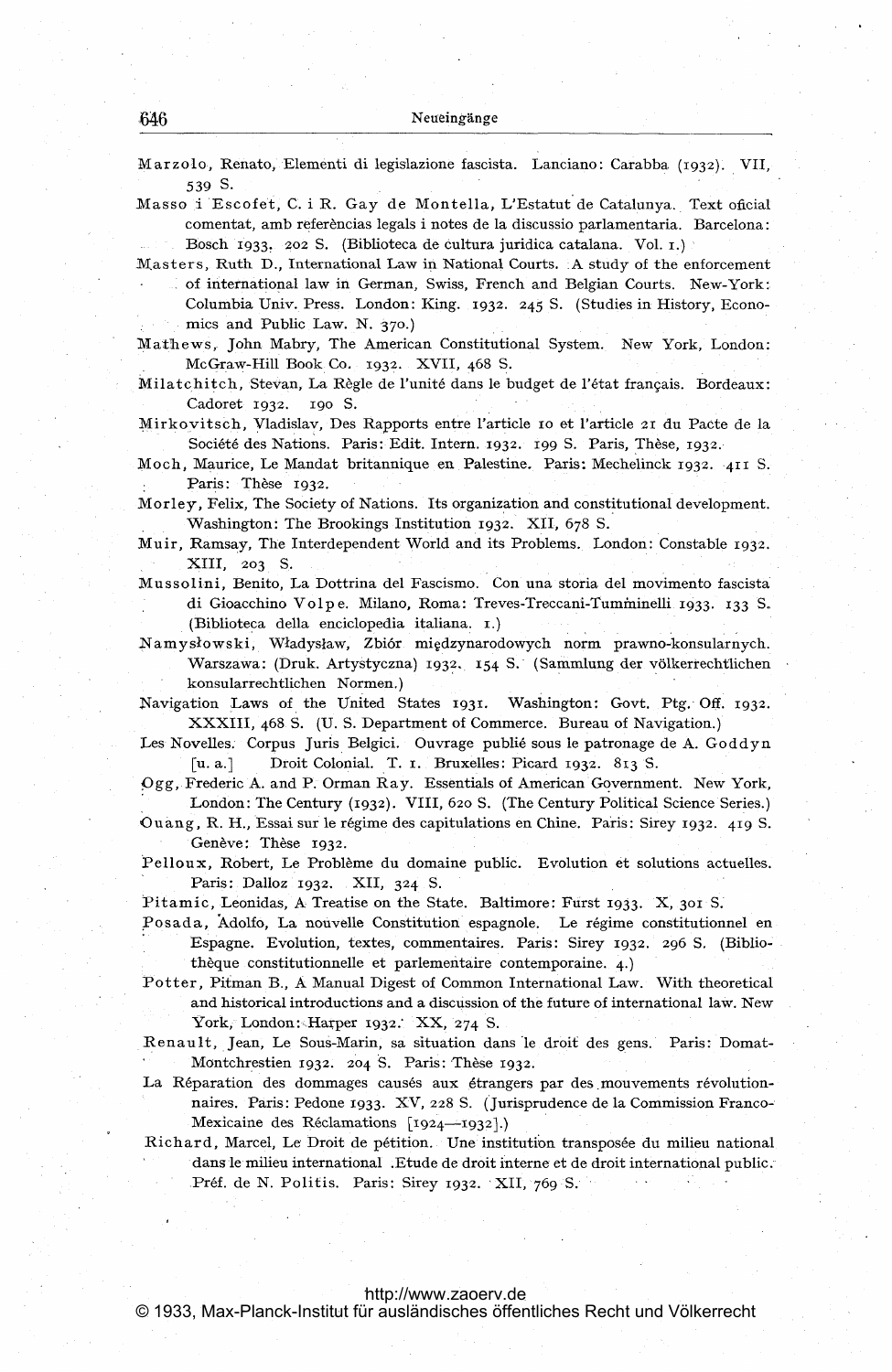Marzolo, Renato, Elementi di legislazione fascista. Lanciano: Carabba (1932). VII, 539 S.

Masso i Escofet, C. i R. Gay de Montella, L'Estatut de Catalunya. Text oficial comentat, amb referèncias legals i notes de la discussio parlamentaria. Barcelona: Bosch 1933. 202 S. (Biblioteca de cultura juridica catalana. Vol. 1.)

Masters, Ruth D., International Law in National Courts. A study of the enforcement of international law in German, Swiss, French and Belgian Courts. New-York: Columbia Univ. Press. London: King. 1932. 245 S. (Studies in History, Economics and Public Law. N. 370.)

Mathews, John Mabry, The American Constitutional System. New York, London: McGraw-Hill Book Co. 1932. XVII, 468 S.

Milatchitch, Stevan, La Règle de l'unité dans le budget de l'état français. Bordeaux: Cadoret 1932. 190 S.

Mirkovitsch, Vladislav, Des Rapports entre l'article 10 et l'article 21 du Pacte de la Société des Nations. Paris: Edit. Intern. 1932. 199 S. Paris, Thèse, 1932.

Moch, Maurice, Le Mandat britannique en Palestine. Paris: Mechelinck 1932. 411 S. Paris: Thèse 1932.

Morley, Felix, The Society of Nations. Its organization and constitutional development. Washington: The Brookings Institution 1932. XII, 678 S.

Muir, Ramsay, The Interdependent World and its Problems. London: Constable 1932. XIII, 203 S.

Mussolini, Benito, La Dottrina del Fascismo. Con una storia del movimento fascista di Gioacchino Volpe. Milano, Roma: Treves-Treccani-Tumminelli 1933. 133 S. (Biblioteca della enciclopedia italiana. 1.)

Namysłowski, Władysław, Zbiór międzynarodowych norm prawno-konsularnych. Warszawa: (Druk. Artystyczna) 1932. 154 S. (Sammlung der völkerrechtlichen konsularrechtlichen Normen.)

Navigation Laws of the United States 1931. Washington: Govt. Ptg. Off. 1932. XXXIII, 468 S. (U. S. Department of Commerce. Bureau of Navigation.)

Les Novelles. Corpus Juris Belgici. Ouvrage publié sous le patronage de A. Goddyn [u. a.] Droit Colonial. T. 1. Bruxelles: Picard 1932. 813 S.

Ogg, Frederic A. and P. Orman Ray. Essentials of American Government. New York, London: The Century (1932). VIII, 620 S. (The Century Political Science Series.)

Ouang, R. H., Essai sur le régime des capitulations en Chine. Paris: Sirey 1932. 419 S. Genève: Thèse 1932.

Pelloux, Robert, Le Problème du domaine public. Evolution et solutions actuelles. Paris: Dalloz 1932. XII, 324 S.

Pitamic, Leonidas, A Treatise on the State. Baltimore: Furst 1933. X, 301 S.

Posada, Adolfo, La nouvelle Constitution espagnole. Le régime constitutionnel en Espagne. Evolution, textes, commentaires. Paris: Sirey 1932. 296 S. (Bibliothèque constitutionnelle et parlementaire contemporaine. 4.)

Potter, Pitman B., A Manual Digest of Common International Law. With theoretical and historical introductions and a discussion of the future of international law. New York, London: Harper 1932. XX, 274 S.

Renault, Jean, Le Sous-Marin, sa situation dans le droit des gens. Paris: Domat-Montchrestien 1932. 204 S. Paris: Thèse 1932.

La Réparation des dommages causés aux étrangers par des mouvements révolutionnaires. Paris: Pedone 1933. XV, 228 S. (Jurisprudence de la Commission Franco-Mexicaine des Réclamations [1924—1932].)

Richard, Marcel, Le Droit de pétition. Une institution transposée du milieu national dans le milieu international. Etude de droit interne et de droit international public. Préf. de N. Politis. Paris: Sirey 1932. XII, 769 S.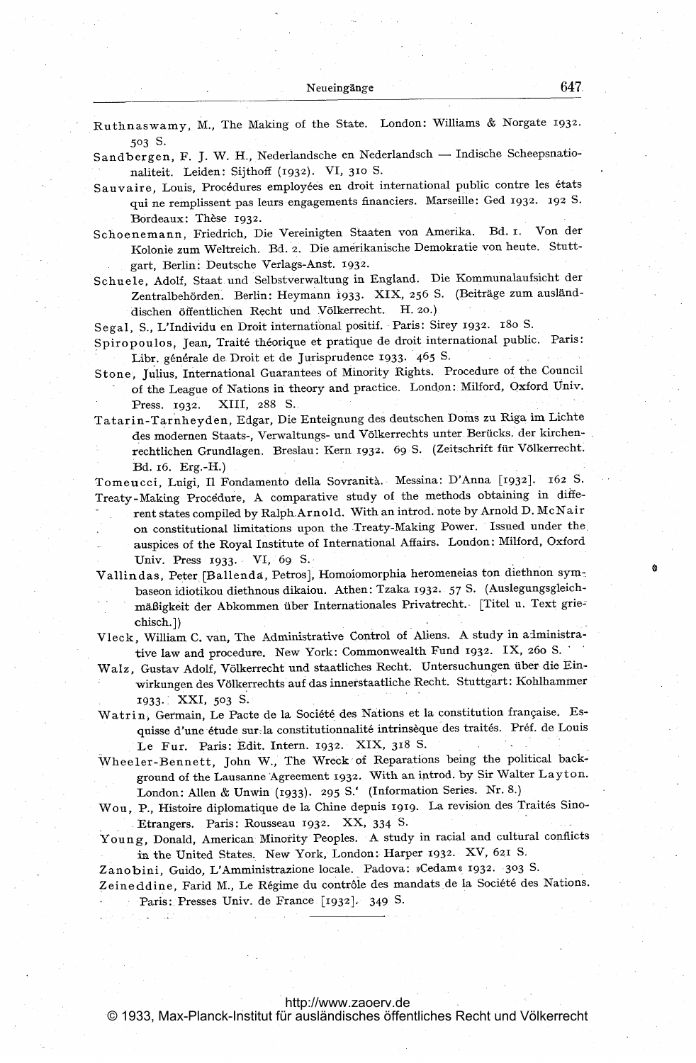Ruthnaswamy, M., The Making of the State. London: Williams & Norgate 1932. 503 S.

Sandbergen, F. J. W. H., Nederlandsche en Nederlandsch — Indische Scheepsnationaliteit. Leiden: Sijthoff (1932). VI, 310 S.

Sauvaire, Louis, Procédures employées en droit international public contre les états qui ne remplissent pas leurs engagements financiers. Marseille: Ged 1932. 192 S. Bordeaux: Thèse 1932.

Schoenemann, Friedrich, Die Vereinigten Staaten von Amerika. Bd. 1. Von der Kolonie zum Weltreich. Bd. 2. Die amerikanische Demokratie von heute. Stuttgart, Berlin: Deutsche Verlags-Anst. 1932.

Schuele, Adolf, Staat und Selbstverwaltung in England. Die Kommunalaufsicht der Zentralbehörden. Berlin: Heymann 1933. XIX, 256 S. (Beiträge zum ausländischen öffentlichen Recht und Völkerrecht. H. 20.)

Segal, S., L'Individu en Droit international positif. Paris: Sirey 1932. 180 S.

Spiropoulos, Jean, Traité théorique et pratique de droit international public. Paris: Libr. générale de Droit et de Jurisprudence 1933. 465 S.

Stone, Julius, International Guarantees of Minority Rights. Procedure of the Council of the League of Nations in theory and practice. London: Milford, Oxford Univ. Press. 1932. XIII, 288 S.

Tatarin-Tarnheyden, Edgar, Die Enteignung des deutschen Doms zu Riga im Lichte des modernen Staats-, Verwaltungs- und Völkerrechts unter Berücks. der kirchenrechtlichen Grundlagen. Breslau: Kern 1932. 69 S. (Zeitschrift für Völkerrecht. Bd. 16. Erg.-H.)

Tomeucci, Luigi, Il Fondamento della Sovranità. Messina: D'Anna [1932]. 162 S.

Treaty-Making Procedure, A comparative study of the methods obtaining in different states compiled by Ralph Arnold. With an introd. note by Arnold D. McNair on constitutional limitations upon the Treaty-Making Power. Issued under the auspices of the Royal Institute of International Affairs. London: Milford, Oxford Univ. Press 1933. VI, 69 S.

Vallindas, Peter [Ballenda, Petros], Homoiomorphia heromeneias ton diethnon symbaseon idiotikou diethnous dikaiou. Athen: Tzaka 1932. 57 S. (Auslegungsgleichmäßigkeit der Abkommen über Internationales Privatrecht. [Titel u. Text griechisch.])

Vleck, William C. van, The Administrative Control of Aliens. A study in administrative law and procedure. New York: Commonwealth Fund 1932. IX, 260 S.

Walz, Gustav Adolf, Völkerrecht und staatliches Recht. Untersuchungen über die Einwirkungen des Völkerrechts auf das innerstaatliche Recht. Stuttgart: Kohlhammer 1933. XXI, 503 S.

Watrin, Germain, Le Pacte de la Société des Nations et la constitution française. Esquisse d'une étude sur la constitutionnalité intrinsèque des traités. Préf. de Louis Le Fur. Paris: Edit. Intern. 1932. XIX, 318 S.

Wheeler-Bennett, John W., The Wreck of Reparations being the political background of the Lausanne Agreement 1932. With an introd. by Sir Walter Layton. London: Allen & Unwin (1933). 295 S. (Information Series. Nr. 8.)

Wou, P., Histoire diplomatique de la Chine depuis 1919. La revision des Traités Sino-Etrangers. Paris: Rousseau 1932. XX, 334 S.

Young, Donald, American Minority Peoples. A study in racial and cultural conflicts in the United States. New York, London: Harper 1932. XV, 621 S.

Zanobini, Guido, L'Amministrazione locale. Padova: »Cedam« 1932. 303 S.

Zeineddine, Farid M., Le Régime du contrôle des mandats de la Société des Nations. Paris: Presses Univ. de France [1932]. 349 S.